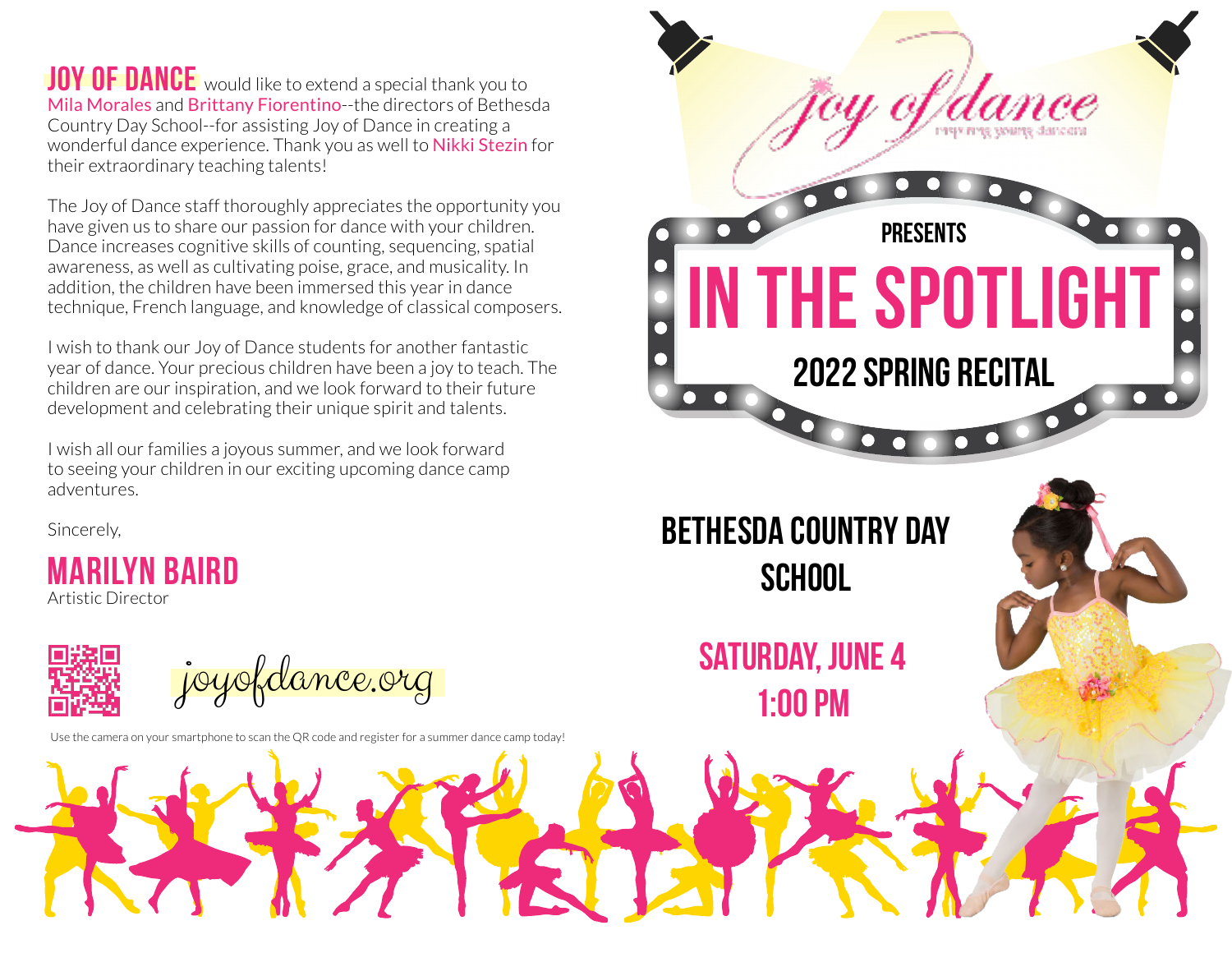**JOY OF DANCE** would like to extend a special thank you to Mila Morales and Brittany Fiorentino--the directors of Bethesda Country Day School--for assisting Joy of Dance in creating a wonderful dance experience. Thank you as well to Nikki Stezin for their extraordinary teaching talents!

The Joy of Dance staff thoroughly appreciates the opportunity you have given us to share our passion for dance with your children. Dance increases cognitive skills of counting, sequencing, spatial awareness, as well as cultivating poise, grace, and musicality. In addition, the children have been immersed this year in dance technique, French language, and knowledge of classical composers.

I wish to thank our Joy of Dance students for another fantastic year of dance. Your precious children have been a joy to teach. The children are our inspiration, and we look forward to their future development and celebrating their unique spirit and talents.

I wish all our families a joyous summer, and we look forward to seeing your children in our exciting upcoming dance camp adventures.

Sincerely,

**MARILYN BAIRD**
Artistic Director

joyofdance.org

Use the camera on your smartphone to scan the QR code and register for a summer dance camp today!

joy of dance
inspiring young dancers

PRESENTS

# IN THE SPOTLIGHT

## 2022 SPRING RECITAL

## BETHESDA COUNTRY DAY SCHOOL

**SATURDAY, JUNE 4**
**1:00 PM**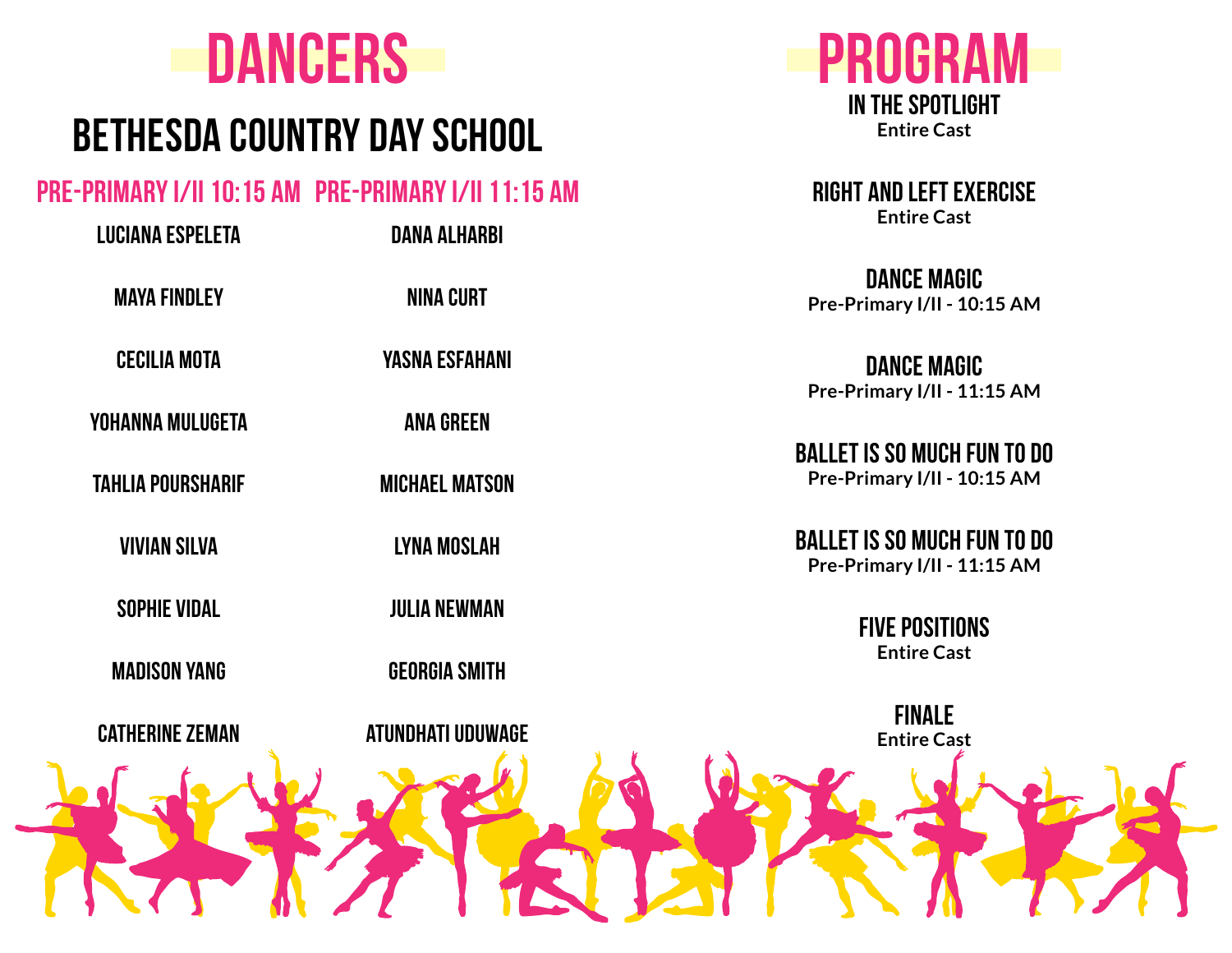# DANCERS

## BETHESDA COUNTRY DAY SCHOOL

### PRE-PRIMARY I/II 10:15 AM

LUCIANA ESPELETA

MAYA FINDLEY

CECILIA MOTA

YOHANNA MULUGETA

TAHLIA POURSHARIF

VIVIAN SILVA

SOPHIE VIDAL

MADISON YANG

CATHERINE ZEMAN

### PRE-PRIMARY I/II 11:15 AM

DANA ALHARBI

NINA CURT

YASNA ESFAHANI

ANA GREEN

MICHAEL MATSON

LYNA MOSLAH

JULIA NEWMAN

GEORGIA SMITH

ATUNDHATI UDUWAGE

# PROGRAM

**IN THE SPOTLIGHT**
Entire Cast

**RIGHT AND LEFT EXERCISE**
Entire Cast

**DANCE MAGIC**
Pre-Primary I/II - 10:15 AM

**DANCE MAGIC**
Pre-Primary I/II - 11:15 AM

**BALLET IS SO MUCH FUN TO DO**
Pre-Primary I/II - 10:15 AM

**BALLET IS SO MUCH FUN TO DO**
Pre-Primary I/II - 11:15 AM

**FIVE POSITIONS**
Entire Cast

**FINALE**
Entire Cast